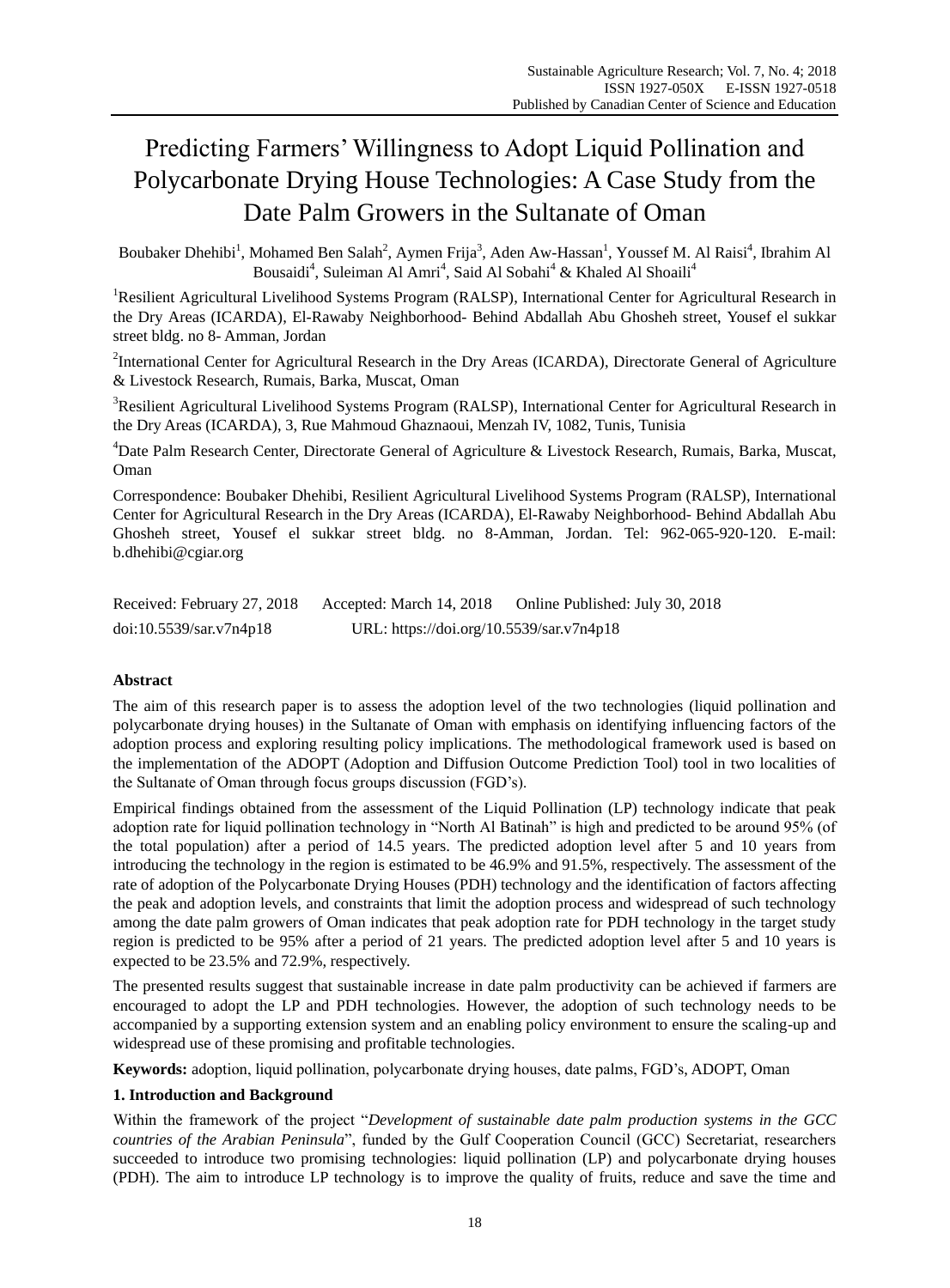# Predicting Farmers' Willingness to Adopt Liquid Pollination and Polycarbonate Drying House Technologies: A Case Study from the Date Palm Growers in the Sultanate of Oman

Boubaker Dhehibi[1], Mohamed Ben Salah[2], Aymen Frija[3], Aden Aw-Hassan[1], Youssef M. Al Raisi[4], Ibrahim Al Bousaidi[4], Suleiman Al Amri[4], Said Al Sobahi[4] & Khaled Al Shoaili[4]

[1]Resilient Agricultural Livelihood Systems Program (RALSP), International Center for Agricultural Research in the Dry Areas (ICARDA), El-Rawaby Neighborhood- Behind Abdallah Abu Ghosheh street, Yousef el sukkar street bldg. no 8- Amman, Jordan

[2]International Center for Agricultural Research in the Dry Areas (ICARDA), Directorate General of Agriculture & Livestock Research, Rumais, Barka, Muscat, Oman

[3]Resilient Agricultural Livelihood Systems Program (RALSP), International Center for Agricultural Research in the Dry Areas (ICARDA), 3, Rue Mahmoud Ghaznaoui, Menzah IV, 1082, Tunis, Tunisia

[4]Date Palm Research Center, Directorate General of Agriculture & Livestock Research, Rumais, Barka, Muscat, Oman

Correspondence: Boubaker Dhehibi, Resilient Agricultural Livelihood Systems Program (RALSP), International Center for Agricultural Research in the Dry Areas (ICARDA), El-Rawaby Neighborhood- Behind Abdallah Abu Ghosheh street, Yousef el sukkar street bldg. no 8-Amman, Jordan. Tel: 962-065-920-120. E-mail: b.dhehibi@cgiar.org

Received: February 27, 2018 Accepted: March 14, 2018 Online Published: July 30, 2018

doi:10.5539/sar.v7n4p18 URL: https://doi.org/10.5539/sar.v7n4p18

## Abstract

The aim of this research paper is to assess the adoption level of the two technologies (liquid pollination and polycarbonate drying houses) in the Sultanate of Oman with emphasis on identifying influencing factors of the adoption process and exploring resulting policy implications. The methodological framework used is based on the implementation of the ADOPT (Adoption and Diffusion Outcome Prediction Tool) tool in two localities of the Sultanate of Oman through focus groups discussion (FGD's).

Empirical findings obtained from the assessment of the Liquid Pollination (LP) technology indicate that peak adoption rate for liquid pollination technology in "North Al Batinah" is high and predicted to be around 95% (of the total population) after a period of 14.5 years. The predicted adoption level after 5 and 10 years from introducing the technology in the region is estimated to be 46.9% and 91.5%, respectively. The assessment of the rate of adoption of the Polycarbonate Drying Houses (PDH) technology and the identification of factors affecting the peak and adoption levels, and constraints that limit the adoption process and widespread of such technology among the date palm growers of Oman indicates that peak adoption rate for PDH technology in the target study region is predicted to be 95% after a period of 21 years. The predicted adoption level after 5 and 10 years is expected to be 23.5% and 72.9%, respectively.

The presented results suggest that sustainable increase in date palm productivity can be achieved if farmers are encouraged to adopt the LP and PDH technologies. However, the adoption of such technology needs to be accompanied by a supporting extension system and an enabling policy environment to ensure the scaling-up and widespread use of these promising and profitable technologies.

**Keywords:** adoption, liquid pollination, polycarbonate drying houses, date palms, FGD's, ADOPT, Oman

## 1. Introduction and Background

Within the framework of the project "*Development of sustainable date palm production systems in the GCC countries of the Arabian Peninsula*", funded by the Gulf Cooperation Council (GCC) Secretariat, researchers succeeded to introduce two promising technologies: liquid pollination (LP) and polycarbonate drying houses (PDH). The aim to introduce LP technology is to improve the quality of fruits, reduce and save the time and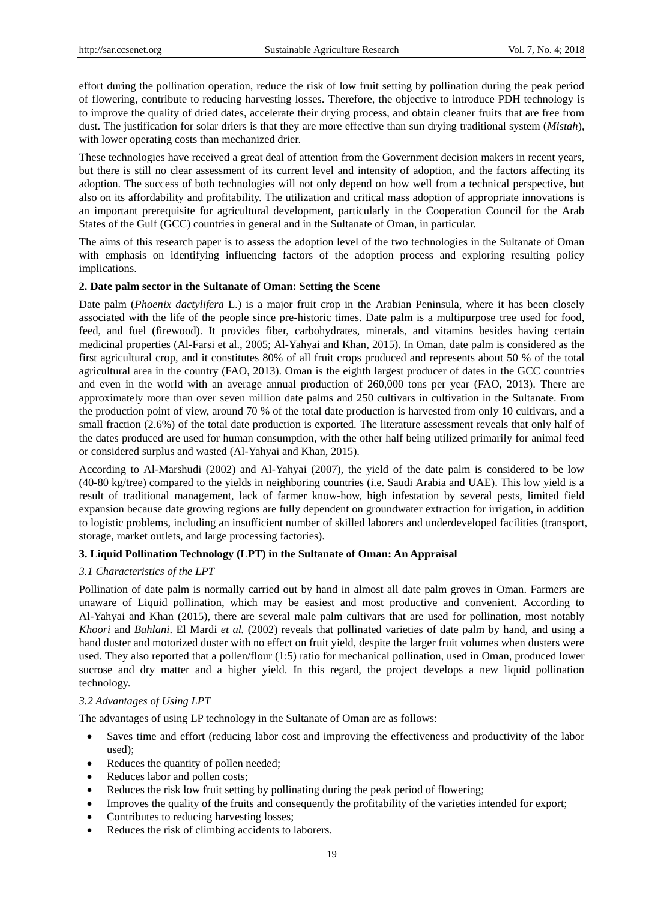effort during the pollination operation, reduce the risk of low fruit setting by pollination during the peak period of flowering, contribute to reducing harvesting losses. Therefore, the objective to introduce PDH technology is to improve the quality of dried dates, accelerate their drying process, and obtain cleaner fruits that are free from dust. The justification for solar driers is that they are more effective than sun drying traditional system (*Mistah*), with lower operating costs than mechanized drier.

These technologies have received a great deal of attention from the Government decision makers in recent years, but there is still no clear assessment of its current level and intensity of adoption, and the factors affecting its adoption. The success of both technologies will not only depend on how well from a technical perspective, but also on its affordability and profitability. The utilization and critical mass adoption of appropriate innovations is an important prerequisite for agricultural development, particularly in the Cooperation Council for the Arab States of the Gulf (GCC) countries in general and in the Sultanate of Oman, in particular.

The aims of this research paper is to assess the adoption level of the two technologies in the Sultanate of Oman with emphasis on identifying influencing factors of the adoption process and exploring resulting policy implications.

## 2. Date palm sector in the Sultanate of Oman: Setting the Scene

Date palm (*Phoenix dactylifera* L.) is a major fruit crop in the Arabian Peninsula, where it has been closely associated with the life of the people since pre-historic times. Date palm is a multipurpose tree used for food, feed, and fuel (firewood). It provides fiber, carbohydrates, minerals, and vitamins besides having certain medicinal properties (Al-Farsi et al., 2005; Al-Yahyai and Khan, 2015). In Oman, date palm is considered as the first agricultural crop, and it constitutes 80% of all fruit crops produced and represents about 50 % of the total agricultural area in the country (FAO, 2013). Oman is the eighth largest producer of dates in the GCC countries and even in the world with an average annual production of 260,000 tons per year (FAO, 2013). There are approximately more than over seven million date palms and 250 cultivars in cultivation in the Sultanate. From the production point of view, around 70 % of the total date production is harvested from only 10 cultivars, and a small fraction (2.6%) of the total date production is exported. The literature assessment reveals that only half of the dates produced are used for human consumption, with the other half being utilized primarily for animal feed or considered surplus and wasted (Al-Yahyai and Khan, 2015).

According to Al-Marshudi (2002) and Al-Yahyai (2007), the yield of the date palm is considered to be low (40-80 kg/tree) compared to the yields in neighboring countries (i.e. Saudi Arabia and UAE). This low yield is a result of traditional management, lack of farmer know-how, high infestation by several pests, limited field expansion because date growing regions are fully dependent on groundwater extraction for irrigation, in addition to logistic problems, including an insufficient number of skilled laborers and underdeveloped facilities (transport, storage, market outlets, and large processing factories).

## 3. Liquid Pollination Technology (LPT) in the Sultanate of Oman: An Appraisal

### *3.1 Characteristics of the LPT*

Pollination of date palm is normally carried out by hand in almost all date palm groves in Oman. Farmers are unaware of Liquid pollination, which may be easiest and most productive and convenient. According to Al-Yahyai and Khan (2015), there are several male palm cultivars that are used for pollination, most notably *Khoori* and *Bahlani*. El Mardi *et al.* (2002) reveals that pollinated varieties of date palm by hand, and using a hand duster and motorized duster with no effect on fruit yield, despite the larger fruit volumes when dusters were used. They also reported that a pollen/flour (1:5) ratio for mechanical pollination, used in Oman, produced lower sucrose and dry matter and a higher yield. In this regard, the project develops a new liquid pollination technology.

### *3.2 Advantages of Using LPT*

The advantages of using LP technology in the Sultanate of Oman are as follows:

- Saves time and effort (reducing labor cost and improving the effectiveness and productivity of the labor used);
- Reduces the quantity of pollen needed;
- Reduces labor and pollen costs;
- Reduces the risk low fruit setting by pollinating during the peak period of flowering;
- Improves the quality of the fruits and consequently the profitability of the varieties intended for export;
- Contributes to reducing harvesting losses;
- Reduces the risk of climbing accidents to laborers.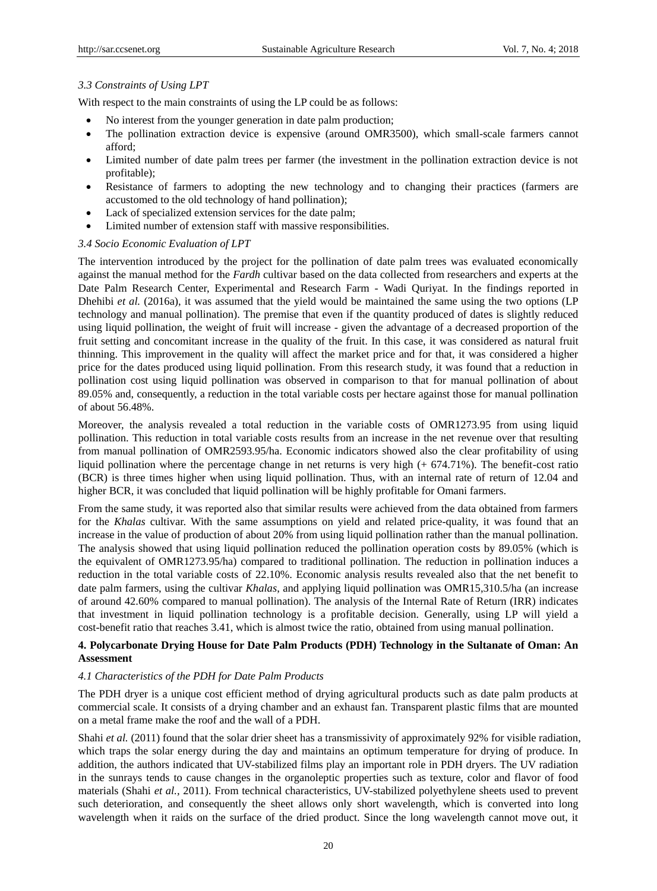### 3.3 Constraints of Using LPT

With respect to the main constraints of using the LP could be as follows:

- No interest from the younger generation in date palm production;
- The pollination extraction device is expensive (around OMR3500), which small-scale farmers cannot afford;
- Limited number of date palm trees per farmer (the investment in the pollination extraction device is not profitable);
- Resistance of farmers to adopting the new technology and to changing their practices (farmers are accustomed to the old technology of hand pollination);
- Lack of specialized extension services for the date palm;
- Limited number of extension staff with massive responsibilities.

### 3.4 Socio Economic Evaluation of LPT

The intervention introduced by the project for the pollination of date palm trees was evaluated economically against the manual method for the *Fardh* cultivar based on the data collected from researchers and experts at the Date Palm Research Center, Experimental and Research Farm - Wadi Quriyat. In the findings reported in Dhehibi *et al.* (2016a), it was assumed that the yield would be maintained the same using the two options (LP technology and manual pollination). The premise that even if the quantity produced of dates is slightly reduced using liquid pollination, the weight of fruit will increase - given the advantage of a decreased proportion of the fruit setting and concomitant increase in the quality of the fruit. In this case, it was considered as natural fruit thinning. This improvement in the quality will affect the market price and for that, it was considered a higher price for the dates produced using liquid pollination. From this research study, it was found that a reduction in pollination cost using liquid pollination was observed in comparison to that for manual pollination of about 89.05% and, consequently, a reduction in the total variable costs per hectare against those for manual pollination of about 56.48%.

Moreover, the analysis revealed a total reduction in the variable costs of OMR1273.95 from using liquid pollination. This reduction in total variable costs results from an increase in the net revenue over that resulting from manual pollination of OMR2593.95/ha. Economic indicators showed also the clear profitability of using liquid pollination where the percentage change in net returns is very high (+ 674.71%). The benefit-cost ratio (BCR) is three times higher when using liquid pollination. Thus, with an internal rate of return of 12.04 and higher BCR, it was concluded that liquid pollination will be highly profitable for Omani farmers.

From the same study, it was reported also that similar results were achieved from the data obtained from farmers for the *Khalas* cultivar. With the same assumptions on yield and related price-quality, it was found that an increase in the value of production of about 20% from using liquid pollination rather than the manual pollination. The analysis showed that using liquid pollination reduced the pollination operation costs by 89.05% (which is the equivalent of OMR1273.95/ha) compared to traditional pollination. The reduction in pollination induces a reduction in the total variable costs of 22.10%. Economic analysis results revealed also that the net benefit to date palm farmers, using the cultivar *Khalas*, and applying liquid pollination was OMR15,310.5/ha (an increase of around 42.60% compared to manual pollination). The analysis of the Internal Rate of Return (IRR) indicates that investment in liquid pollination technology is a profitable decision. Generally, using LP will yield a cost-benefit ratio that reaches 3.41, which is almost twice the ratio, obtained from using manual pollination.

## 4. Polycarbonate Drying House for Date Palm Products (PDH) Technology in the Sultanate of Oman: An Assessment

### 4.1 Characteristics of the PDH for Date Palm Products

The PDH dryer is a unique cost efficient method of drying agricultural products such as date palm products at commercial scale. It consists of a drying chamber and an exhaust fan. Transparent plastic films that are mounted on a metal frame make the roof and the wall of a PDH.

Shahi *et al.* (2011) found that the solar drier sheet has a transmissivity of approximately 92% for visible radiation, which traps the solar energy during the day and maintains an optimum temperature for drying of produce. In addition, the authors indicated that UV-stabilized films play an important role in PDH dryers. The UV radiation in the sunrays tends to cause changes in the organoleptic properties such as texture, color and flavor of food materials (Shahi *et al.*, 2011). From technical characteristics, UV-stabilized polyethylene sheets used to prevent such deterioration, and consequently the sheet allows only short wavelength, which is converted into long wavelength when it raids on the surface of the dried product. Since the long wavelength cannot move out, it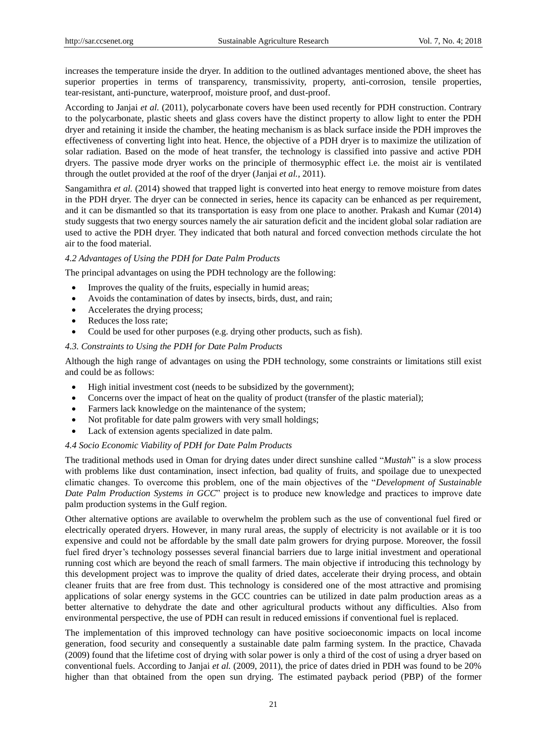increases the temperature inside the dryer. In addition to the outlined advantages mentioned above, the sheet has superior properties in terms of transparency, transmissivity, property, anti-corrosion, tensile properties, tear-resistant, anti-puncture, waterproof, moisture proof, and dust-proof.

According to Janjai *et al.* (2011), polycarbonate covers have been used recently for PDH construction. Contrary to the polycarbonate, plastic sheets and glass covers have the distinct property to allow light to enter the PDH dryer and retaining it inside the chamber, the heating mechanism is as black surface inside the PDH improves the effectiveness of converting light into heat. Hence, the objective of a PDH dryer is to maximize the utilization of solar radiation. Based on the mode of heat transfer, the technology is classified into passive and active PDH dryers. The passive mode dryer works on the principle of thermosyphic effect i.e. the moist air is ventilated through the outlet provided at the roof of the dryer (Janjai *et al.*, 2011).

Sangamithra *et al.* (2014) showed that trapped light is converted into heat energy to remove moisture from dates in the PDH dryer. The dryer can be connected in series, hence its capacity can be enhanced as per requirement, and it can be dismantled so that its transportation is easy from one place to another. Prakash and Kumar (2014) study suggests that two energy sources namely the air saturation deficit and the incident global solar radiation are used to active the PDH dryer. They indicated that both natural and forced convection methods circulate the hot air to the food material.

### *4.2 Advantages of Using the PDH for Date Palm Products*

The principal advantages on using the PDH technology are the following:

- Improves the quality of the fruits, especially in humid areas;
- Avoids the contamination of dates by insects, birds, dust, and rain;
- Accelerates the drying process;
- Reduces the loss rate;
- Could be used for other purposes (e.g. drying other products, such as fish).

### *4.3. Constraints to Using the PDH for Date Palm Products*

Although the high range of advantages on using the PDH technology, some constraints or limitations still exist and could be as follows:

- High initial investment cost (needs to be subsidized by the government);
- Concerns over the impact of heat on the quality of product (transfer of the plastic material);
- Farmers lack knowledge on the maintenance of the system;
- Not profitable for date palm growers with very small holdings;
- Lack of extension agents specialized in date palm.

### *4.4 Socio Economic Viability of PDH for Date Palm Products*

The traditional methods used in Oman for drying dates under direct sunshine called "*Mustah*" is a slow process with problems like dust contamination, insect infection, bad quality of fruits, and spoilage due to unexpected climatic changes. To overcome this problem, one of the main objectives of the "*Development of Sustainable Date Palm Production Systems in GCC*" project is to produce new knowledge and practices to improve date palm production systems in the Gulf region.

Other alternative options are available to overwhelm the problem such as the use of conventional fuel fired or electrically operated dryers. However, in many rural areas, the supply of electricity is not available or it is too expensive and could not be affordable by the small date palm growers for drying purpose. Moreover, the fossil fuel fired dryer's technology possesses several financial barriers due to large initial investment and operational running cost which are beyond the reach of small farmers. The main objective if introducing this technology by this development project was to improve the quality of dried dates, accelerate their drying process, and obtain cleaner fruits that are free from dust. This technology is considered one of the most attractive and promising applications of solar energy systems in the GCC countries can be utilized in date palm production areas as a better alternative to dehydrate the date and other agricultural products without any difficulties. Also from environmental perspective, the use of PDH can result in reduced emissions if conventional fuel is replaced.

The implementation of this improved technology can have positive socioeconomic impacts on local income generation, food security and consequently a sustainable date palm farming system. In the practice, Chavada (2009) found that the lifetime cost of drying with solar power is only a third of the cost of using a dryer based on conventional fuels. According to Janjai *et al.* (2009, 2011), the price of dates dried in PDH was found to be 20% higher than that obtained from the open sun drying. The estimated payback period (PBP) of the former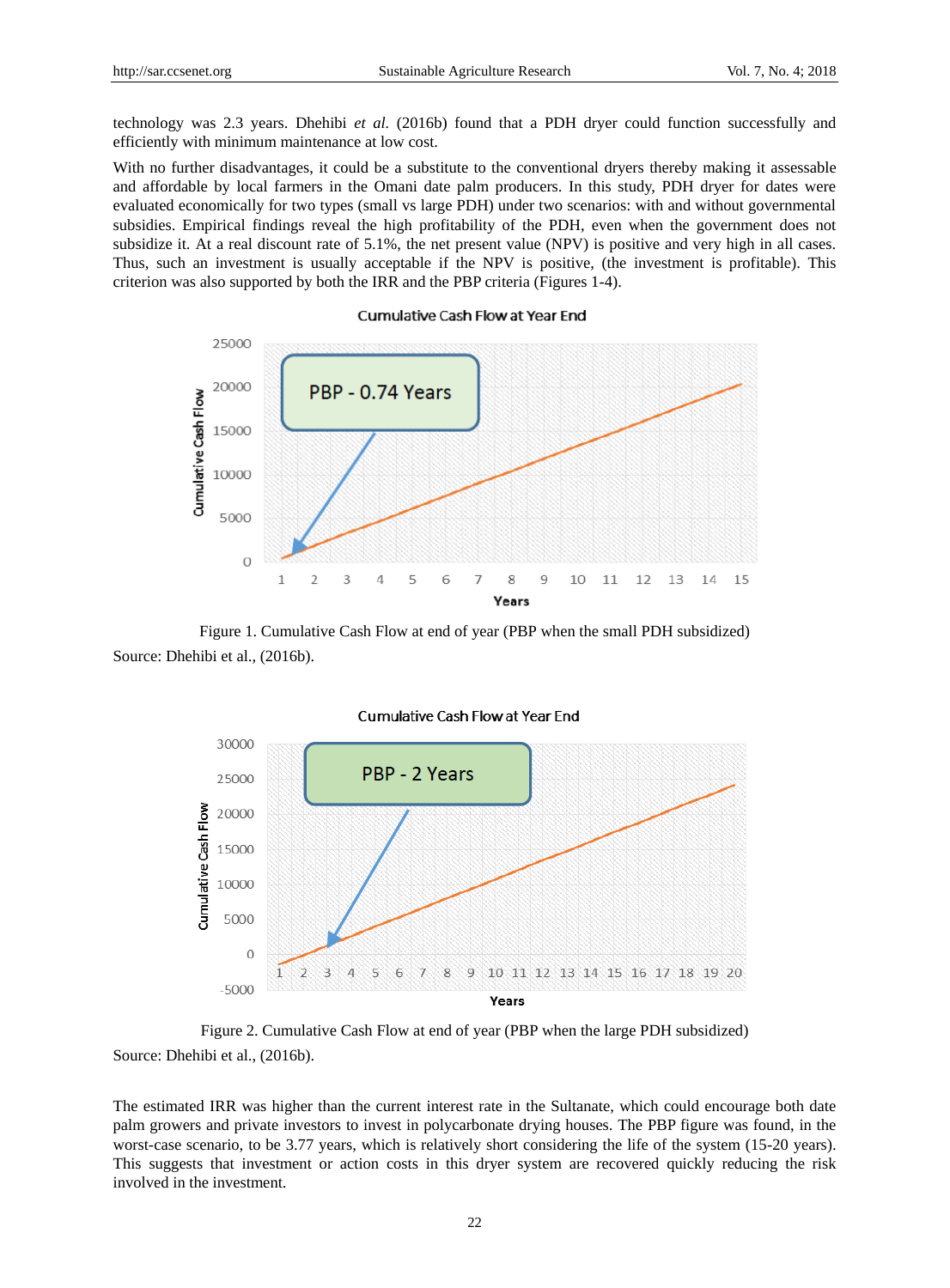technology was 2.3 years. Dhehibi *et al.* (2016b) found that a PDH dryer could function successfully and efficiently with minimum maintenance at low cost.

With no further disadvantages, it could be a substitute to the conventional dryers thereby making it assessable and affordable by local farmers in the Omani date palm producers. In this study, PDH dryer for dates were evaluated economically for two types (small vs large PDH) under two scenarios: with and without governmental subsidies. Empirical findings reveal the high profitability of the PDH, even when the government does not subsidize it. At a real discount rate of 5.1%, the net present value (NPV) is positive and very high in all cases. Thus, such an investment is usually acceptable if the NPV is positive, (the investment is profitable). This criterion was also supported by both the IRR and the PBP criteria (Figures 1-4).

Figure 1. Cumulative Cash Flow at end of year (PBP when the small PDH subsidized)

Source: Dhehibi et al., (2016b).

Figure 2. Cumulative Cash Flow at end of year (PBP when the large PDH subsidized)

Source: Dhehibi et al., (2016b).

The estimated IRR was higher than the current interest rate in the Sultanate, which could encourage both date palm growers and private investors to invest in polycarbonate drying houses. The PBP figure was found, in the worst-case scenario, to be 3.77 years, which is relatively short considering the life of the system (15-20 years). This suggests that investment or action costs in this dryer system are recovered quickly reducing the risk involved in the investment.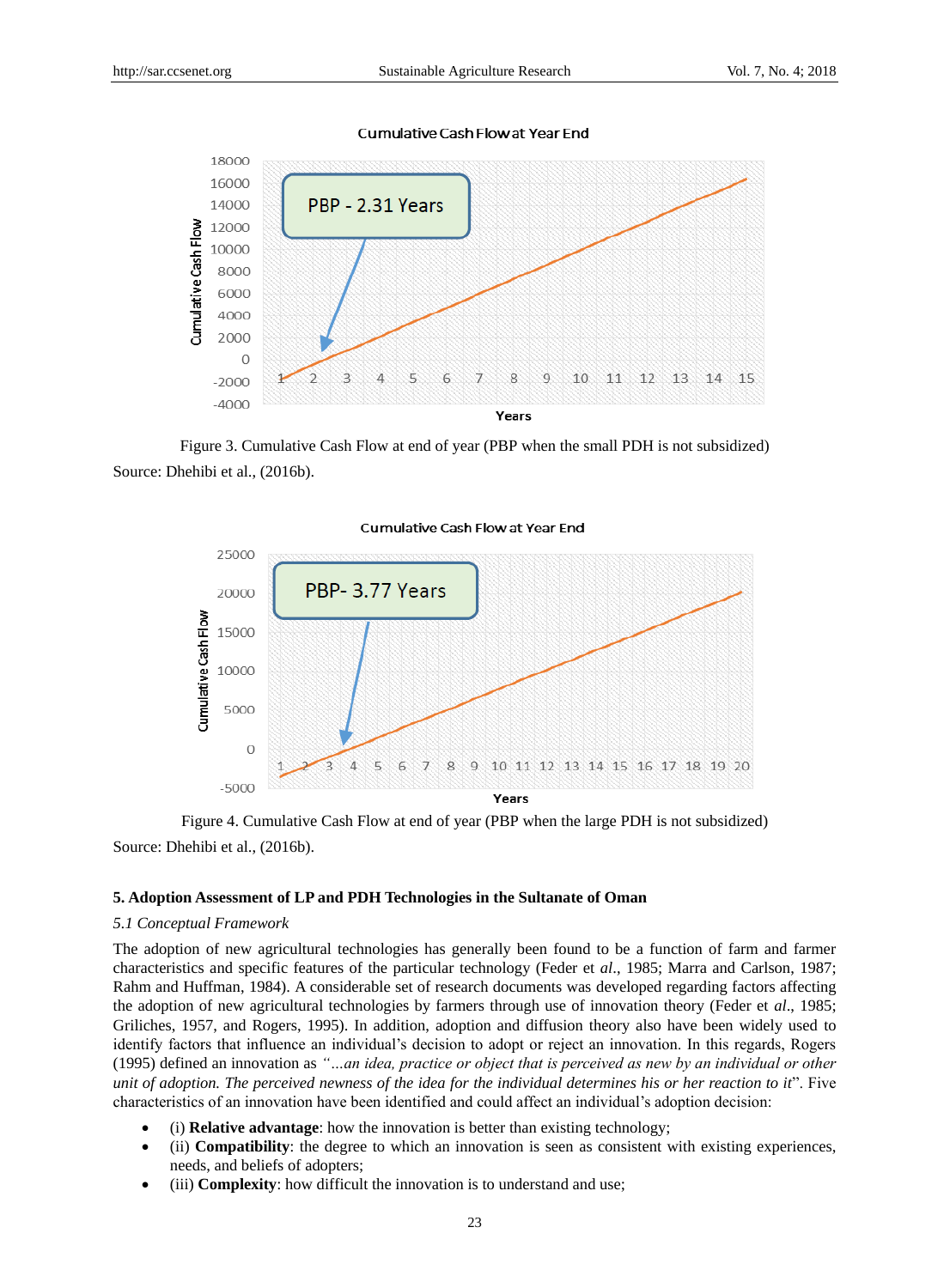Figure 3. Cumulative Cash Flow at end of year (PBP when the small PDH is not subsidized)

Source: Dhehibi et al., (2016b).

Figure 4. Cumulative Cash Flow at end of year (PBP when the large PDH is not subsidized)

Source: Dhehibi et al., (2016b).

## 5. Adoption Assessment of LP and PDH Technologies in the Sultanate of Oman

### *5.1 Conceptual Framework*

The adoption of new agricultural technologies has generally been found to be a function of farm and farmer characteristics and specific features of the particular technology (Feder et *al*., 1985; Marra and Carlson, 1987; Rahm and Huffman, 1984). A considerable set of research documents was developed regarding factors affecting the adoption of new agricultural technologies by farmers through use of innovation theory (Feder et *al*., 1985; Griliches, 1957, and Rogers, 1995). In addition, adoption and diffusion theory also have been widely used to identify factors that influence an individual's decision to adopt or reject an innovation. In this regards, Rogers (1995) defined an innovation as *"…an idea, practice or object that is perceived as new by an individual or other unit of adoption. The perceived newness of the idea for the individual determines his or her reaction to it*". Five characteristics of an innovation have been identified and could affect an individual's adoption decision:

- (i) **Relative advantage**: how the innovation is better than existing technology;
- (ii) **Compatibility**: the degree to which an innovation is seen as consistent with existing experiences, needs, and beliefs of adopters;
- (iii) **Complexity**: how difficult the innovation is to understand and use;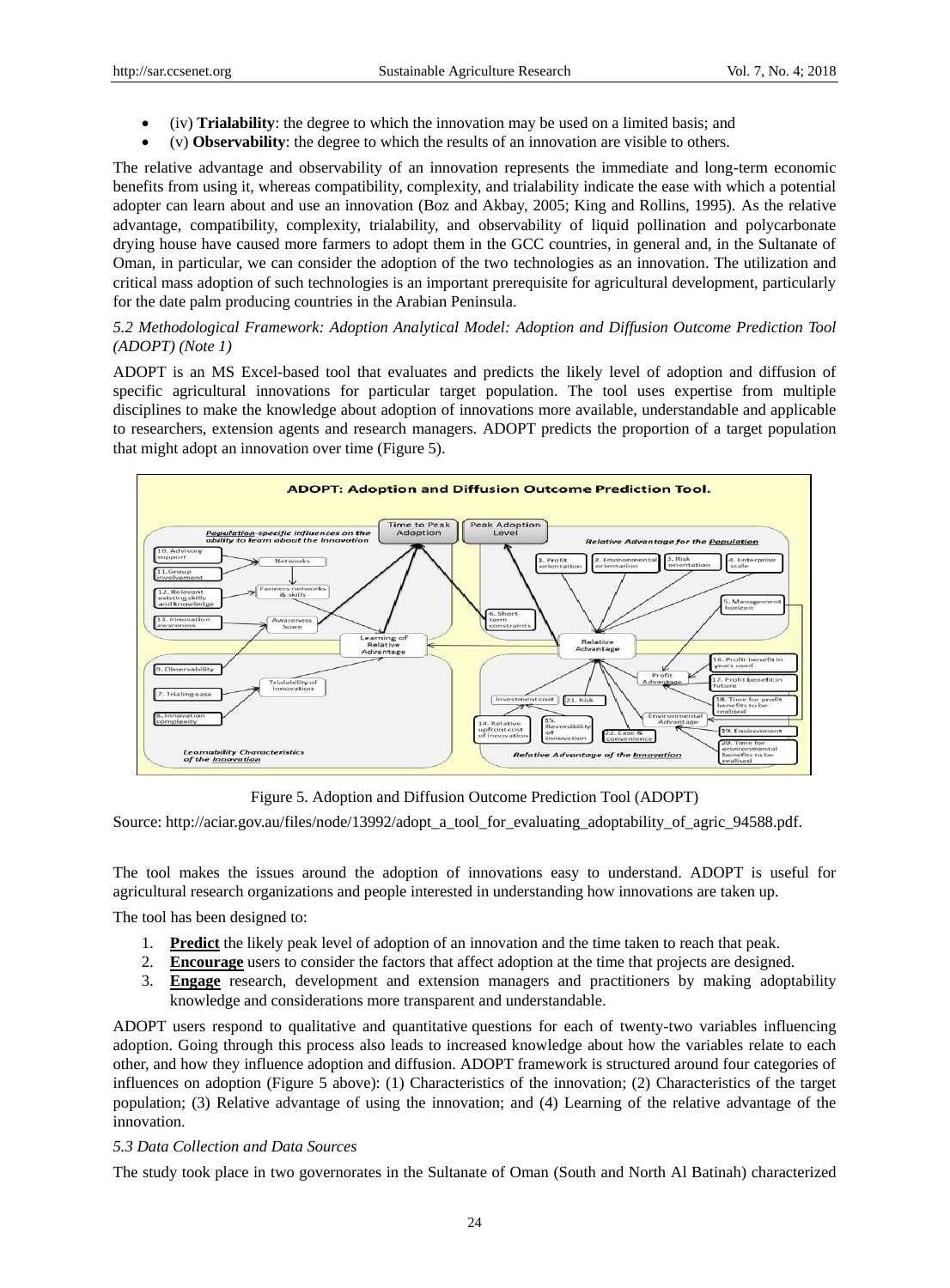- (iv) **Trialability**: the degree to which the innovation may be used on a limited basis; and
- (v) **Observability**: the degree to which the results of an innovation are visible to others.

The relative advantage and observability of an innovation represents the immediate and long-term economic benefits from using it, whereas compatibility, complexity, and trialability indicate the ease with which a potential adopter can learn about and use an innovation (Boz and Akbay, 2005; King and Rollins, 1995). As the relative advantage, compatibility, complexity, trialability, and observability of liquid pollination and polycarbonate drying house have caused more farmers to adopt them in the GCC countries, in general and, in the Sultanate of Oman, in particular, we can consider the adoption of the two technologies as an innovation. The utilization and critical mass adoption of such technologies is an important prerequisite for agricultural development, particularly for the date palm producing countries in the Arabian Peninsula.

### *5.2 Methodological Framework: Adoption Analytical Model: Adoption and Diffusion Outcome Prediction Tool (ADOPT) (Note 1)*

ADOPT is an MS Excel-based tool that evaluates and predicts the likely level of adoption and diffusion of specific agricultural innovations for particular target population. The tool uses expertise from multiple disciplines to make the knowledge about adoption of innovations more available, understandable and applicable to researchers, extension agents and research managers. ADOPT predicts the proportion of a target population that might adopt an innovation over time (Figure 5).

Figure 5. Adoption and Diffusion Outcome Prediction Tool (ADOPT)

Source: http://aciar.gov.au/files/node/13992/adopt_a_tool_for_evaluating_adoptability_of_agric_94588.pdf.

The tool makes the issues around the adoption of innovations easy to understand. ADOPT is useful for agricultural research organizations and people interested in understanding how innovations are taken up.

The tool has been designed to:

1. **Predict** the likely peak level of adoption of an innovation and the time taken to reach that peak.
2. **Encourage** users to consider the factors that affect adoption at the time that projects are designed.
3. **Engage** research, development and extension managers and practitioners by making adoptability knowledge and considerations more transparent and understandable.

ADOPT users respond to qualitative and quantitative questions for each of twenty-two variables influencing adoption. Going through this process also leads to increased knowledge about how the variables relate to each other, and how they influence adoption and diffusion. ADOPT framework is structured around four categories of influences on adoption (Figure 5 above): (1) Characteristics of the innovation; (2) Characteristics of the target population; (3) Relative advantage of using the innovation; and (4) Learning of the relative advantage of the innovation.

### *5.3 Data Collection and Data Sources*

The study took place in two governorates in the Sultanate of Oman (South and North Al Batinah) characterized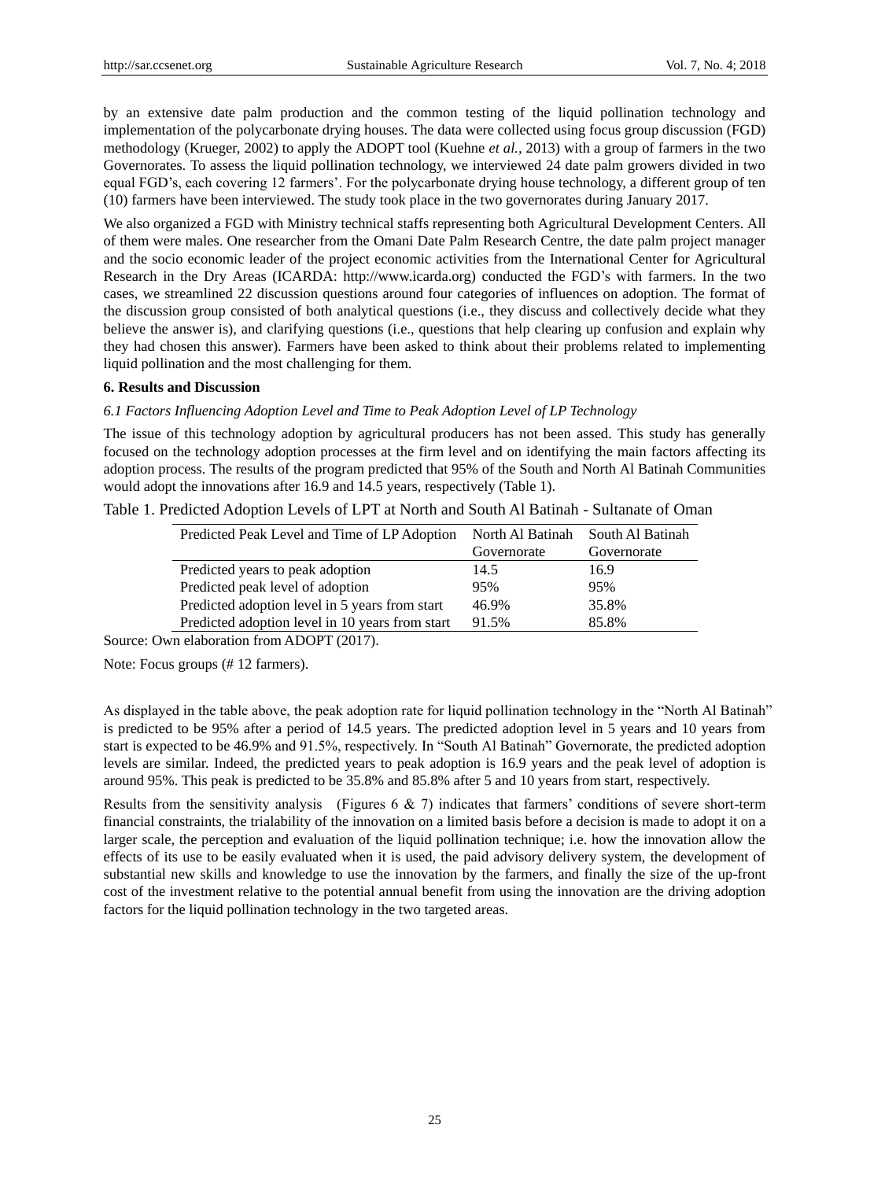by an extensive date palm production and the common testing of the liquid pollination technology and implementation of the polycarbonate drying houses. The data were collected using focus group discussion (FGD) methodology (Krueger, 2002) to apply the ADOPT tool (Kuehne *et al.,* 2013) with a group of farmers in the two Governorates. To assess the liquid pollination technology, we interviewed 24 date palm growers divided in two equal FGD's, each covering 12 farmers'. For the polycarbonate drying house technology, a different group of ten (10) farmers have been interviewed. The study took place in the two governorates during January 2017.

We also organized a FGD with Ministry technical staffs representing both Agricultural Development Centers. All of them were males. One researcher from the Omani Date Palm Research Centre, the date palm project manager and the socio economic leader of the project economic activities from the International Center for Agricultural Research in the Dry Areas (ICARDA: http://www.icarda.org) conducted the FGD's with farmers. In the two cases, we streamlined 22 discussion questions around four categories of influences on adoption. The format of the discussion group consisted of both analytical questions (i.e., they discuss and collectively decide what they believe the answer is), and clarifying questions (i.e., questions that help clearing up confusion and explain why they had chosen this answer). Farmers have been asked to think about their problems related to implementing liquid pollination and the most challenging for them.

## 6. Results and Discussion

### *6.1 Factors Influencing Adoption Level and Time to Peak Adoption Level of LP Technology*

The issue of this technology adoption by agricultural producers has not been assed. This study has generally focused on the technology adoption processes at the firm level and on identifying the main factors affecting its adoption process. The results of the program predicted that 95% of the South and North Al Batinah Communities would adopt the innovations after 16.9 and 14.5 years, respectively (Table 1).

Table 1. Predicted Adoption Levels of LPT at North and South Al Batinah - Sultanate of Oman

| Predicted Peak Level and Time of LP Adoption | North Al Batinah Governorate | South Al Batinah Governorate |
|---|---|---|
| Predicted years to peak adoption | 14.5 | 16.9 |
| Predicted peak level of adoption | 95% | 95% |
| Predicted adoption level in 5 years from start | 46.9% | 35.8% |
| Predicted adoption level in 10 years from start | 91.5% | 85.8% |

Source: Own elaboration from ADOPT (2017).

Note: Focus groups (# 12 farmers).

As displayed in the table above, the peak adoption rate for liquid pollination technology in the "North Al Batinah" is predicted to be 95% after a period of 14.5 years. The predicted adoption level in 5 years and 10 years from start is expected to be 46.9% and 91.5%, respectively. In "South Al Batinah" Governorate, the predicted adoption levels are similar. Indeed, the predicted years to peak adoption is 16.9 years and the peak level of adoption is around 95%. This peak is predicted to be 35.8% and 85.8% after 5 and 10 years from start, respectively.

Results from the sensitivity analysis (Figures 6 & 7) indicates that farmers' conditions of severe short-term financial constraints, the trialability of the innovation on a limited basis before a decision is made to adopt it on a larger scale, the perception and evaluation of the liquid pollination technique; i.e. how the innovation allow the effects of its use to be easily evaluated when it is used, the paid advisory delivery system, the development of substantial new skills and knowledge to use the innovation by the farmers, and finally the size of the up-front cost of the investment relative to the potential annual benefit from using the innovation are the driving adoption factors for the liquid pollination technology in the two targeted areas.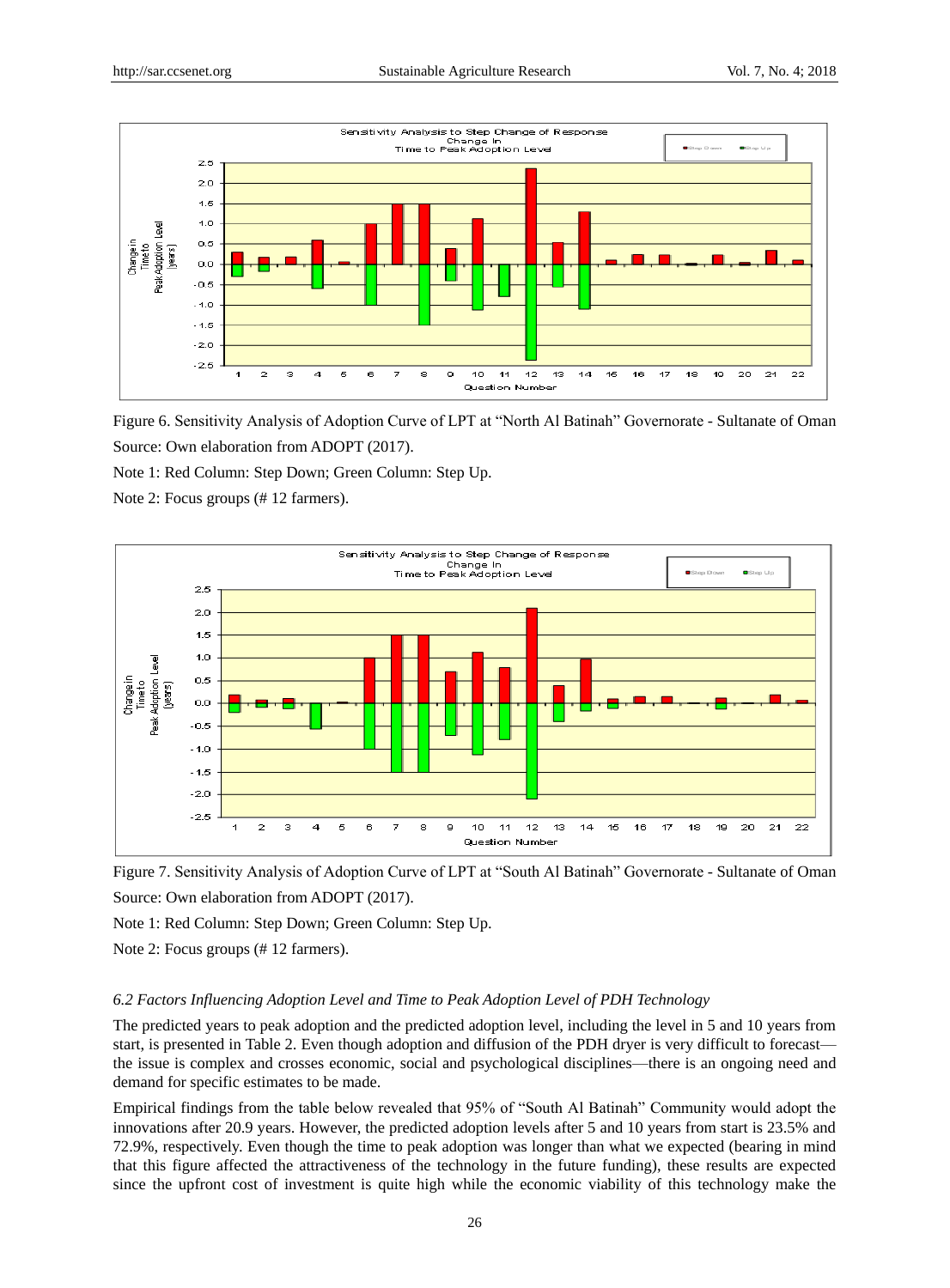Figure 6. Sensitivity Analysis of Adoption Curve of LPT at "North Al Batinah" Governorate - Sultanate of Oman

Source: Own elaboration from ADOPT (2017).

Note 1: Red Column: Step Down; Green Column: Step Up.

Note 2: Focus groups (# 12 farmers).

Figure 7. Sensitivity Analysis of Adoption Curve of LPT at "South Al Batinah" Governorate - Sultanate of Oman

Source: Own elaboration from ADOPT (2017).

Note 1: Red Column: Step Down; Green Column: Step Up.

Note 2: Focus groups (# 12 farmers).

### *6.2 Factors Influencing Adoption Level and Time to Peak Adoption Level of PDH Technology*

The predicted years to peak adoption and the predicted adoption level, including the level in 5 and 10 years from start, is presented in Table 2. Even though adoption and diffusion of the PDH dryer is very difficult to forecast—the issue is complex and crosses economic, social and psychological disciplines—there is an ongoing need and demand for specific estimates to be made.

Empirical findings from the table below revealed that 95% of "South Al Batinah" Community would adopt the innovations after 20.9 years. However, the predicted adoption levels after 5 and 10 years from start is 23.5% and 72.9%, respectively. Even though the time to peak adoption was longer than what we expected (bearing in mind that this figure affected the attractiveness of the technology in the future funding), these results are expected since the upfront cost of investment is quite high while the economic viability of this technology make the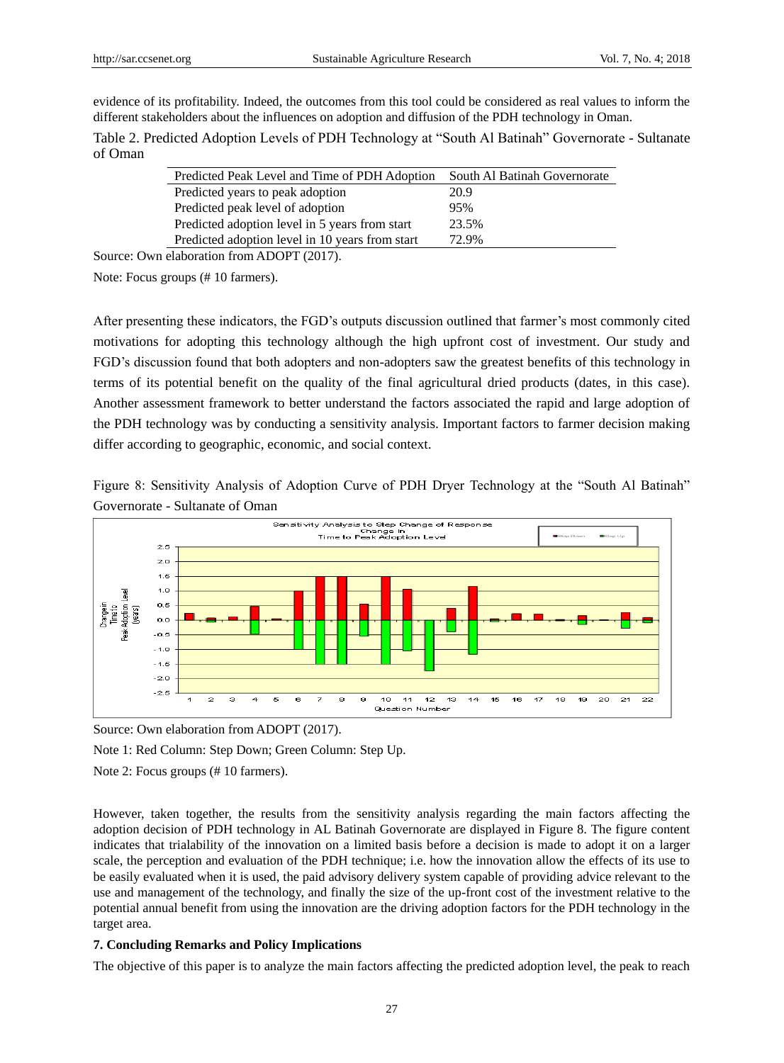evidence of its profitability. Indeed, the outcomes from this tool could be considered as real values to inform the different stakeholders about the influences on adoption and diffusion of the PDH technology in Oman.

Table 2. Predicted Adoption Levels of PDH Technology at "South Al Batinah" Governorate - Sultanate of Oman

| Predicted Peak Level and Time of PDH Adoption | South Al Batinah Governorate |
|---|---|
| Predicted years to peak adoption | 20.9 |
| Predicted peak level of adoption | 95% |
| Predicted adoption level in 5 years from start | 23.5% |
| Predicted adoption level in 10 years from start | 72.9% |

Source: Own elaboration from ADOPT (2017).

Note: Focus groups (# 10 farmers).

After presenting these indicators, the FGD's outputs discussion outlined that farmer's most commonly cited motivations for adopting this technology although the high upfront cost of investment. Our study and FGD's discussion found that both adopters and non-adopters saw the greatest benefits of this technology in terms of its potential benefit on the quality of the final agricultural dried products (dates, in this case). Another assessment framework to better understand the factors associated the rapid and large adoption of the PDH technology was by conducting a sensitivity analysis. Important factors to farmer decision making differ according to geographic, economic, and social context.

Figure 8: Sensitivity Analysis of Adoption Curve of PDH Dryer Technology at the "South Al Batinah" Governorate - Sultanate of Oman

Source: Own elaboration from ADOPT (2017).

Note 1: Red Column: Step Down; Green Column: Step Up.

Note 2: Focus groups (# 10 farmers).

However, taken together, the results from the sensitivity analysis regarding the main factors affecting the adoption decision of PDH technology in AL Batinah Governorate are displayed in Figure 8. The figure content indicates that trialability of the innovation on a limited basis before a decision is made to adopt it on a larger scale, the perception and evaluation of the PDH technique; i.e. how the innovation allow the effects of its use to be easily evaluated when it is used, the paid advisory delivery system capable of providing advice relevant to the use and management of the technology, and finally the size of the up-front cost of the investment relative to the potential annual benefit from using the innovation are the driving adoption factors for the PDH technology in the target area.

**7. Concluding Remarks and Policy Implications**

The objective of this paper is to analyze the main factors affecting the predicted adoption level, the peak to reach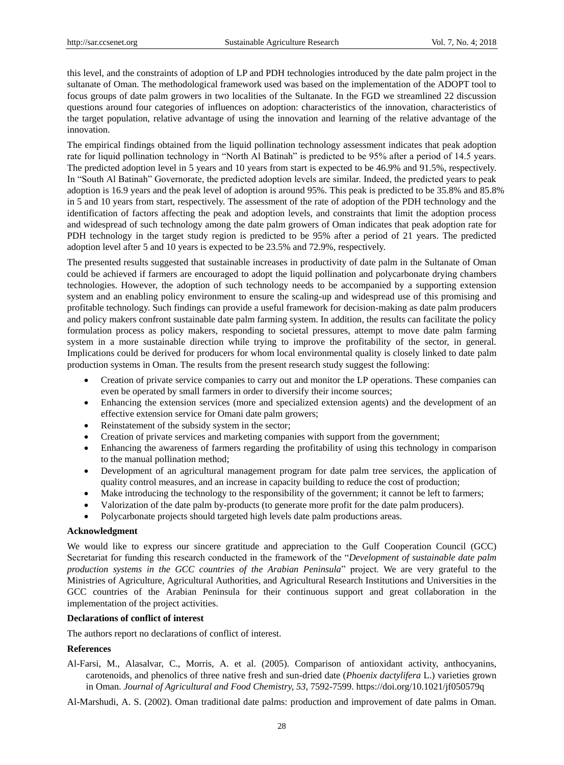this level, and the constraints of adoption of LP and PDH technologies introduced by the date palm project in the sultanate of Oman. The methodological framework used was based on the implementation of the ADOPT tool to focus groups of date palm growers in two localities of the Sultanate. In the FGD we streamlined 22 discussion questions around four categories of influences on adoption: characteristics of the innovation, characteristics of the target population, relative advantage of using the innovation and learning of the relative advantage of the innovation.

The empirical findings obtained from the liquid pollination technology assessment indicates that peak adoption rate for liquid pollination technology in "North Al Batinah" is predicted to be 95% after a period of 14.5 years. The predicted adoption level in 5 years and 10 years from start is expected to be 46.9% and 91.5%, respectively. In "South Al Batinah" Governorate, the predicted adoption levels are similar. Indeed, the predicted years to peak adoption is 16.9 years and the peak level of adoption is around 95%. This peak is predicted to be 35.8% and 85.8% in 5 and 10 years from start, respectively. The assessment of the rate of adoption of the PDH technology and the identification of factors affecting the peak and adoption levels, and constraints that limit the adoption process and widespread of such technology among the date palm growers of Oman indicates that peak adoption rate for PDH technology in the target study region is predicted to be 95% after a period of 21 years. The predicted adoption level after 5 and 10 years is expected to be 23.5% and 72.9%, respectively.

The presented results suggested that sustainable increases in productivity of date palm in the Sultanate of Oman could be achieved if farmers are encouraged to adopt the liquid pollination and polycarbonate drying chambers technologies. However, the adoption of such technology needs to be accompanied by a supporting extension system and an enabling policy environment to ensure the scaling-up and widespread use of this promising and profitable technology. Such findings can provide a useful framework for decision-making as date palm producers and policy makers confront sustainable date palm farming system. In addition, the results can facilitate the policy formulation process as policy makers, responding to societal pressures, attempt to move date palm farming system in a more sustainable direction while trying to improve the profitability of the sector, in general. Implications could be derived for producers for whom local environmental quality is closely linked to date palm production systems in Oman. The results from the present research study suggest the following:

- Creation of private service companies to carry out and monitor the LP operations. These companies can even be operated by small farmers in order to diversify their income sources;
- Enhancing the extension services (more and specialized extension agents) and the development of an effective extension service for Omani date palm growers;
- Reinstatement of the subsidy system in the sector;
- Creation of private services and marketing companies with support from the government;
- Enhancing the awareness of farmers regarding the profitability of using this technology in comparison to the manual pollination method;
- Development of an agricultural management program for date palm tree services, the application of quality control measures, and an increase in capacity building to reduce the cost of production;
- Make introducing the technology to the responsibility of the government; it cannot be left to farmers;
- Valorization of the date palm by-products (to generate more profit for the date palm producers).
- Polycarbonate projects should targeted high levels date palm productions areas.

**Acknowledgment**

We would like to express our sincere gratitude and appreciation to the Gulf Cooperation Council (GCC) Secretariat for funding this research conducted in the framework of the "*Development of sustainable date palm production systems in the GCC countries of the Arabian Peninsula*" project. We are very grateful to the Ministries of Agriculture, Agricultural Authorities, and Agricultural Research Institutions and Universities in the GCC countries of the Arabian Peninsula for their continuous support and great collaboration in the implementation of the project activities.

**Declarations of conflict of interest**

The authors report no declarations of conflict of interest.

**References**

Al-Farsi, M., Alasalvar, C., Morris, A. et al. (2005). Comparison of antioxidant activity, anthocyanins, carotenoids, and phenolics of three native fresh and sun-dried date (*Phoenix dactylifera* L.) varieties grown in Oman. *Journal of Agricultural and Food Chemistry, 53*, 7592-7599. https://doi.org/10.1021/jf050579q

Al-Marshudi, A. S. (2002). Oman traditional date palms: production and improvement of date palms in Oman.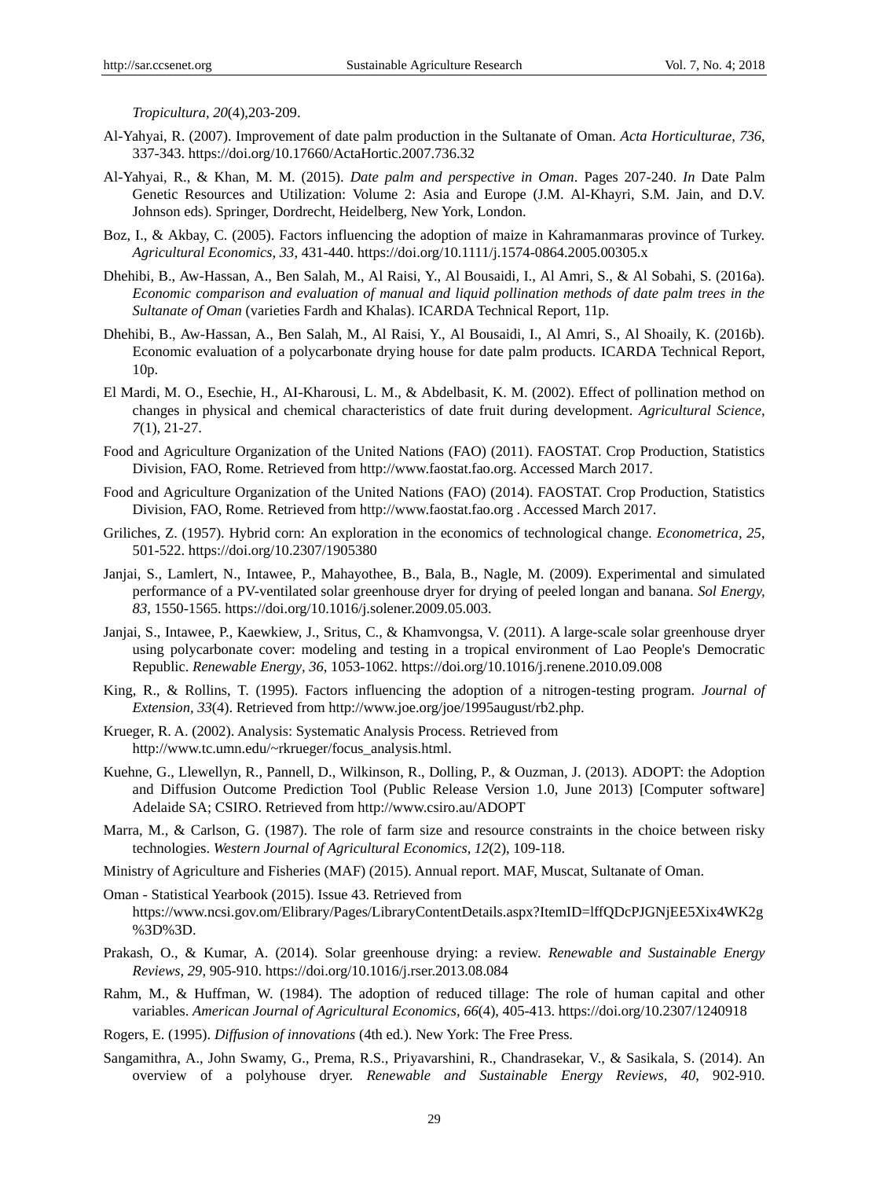*Tropicultura, 20*(4),203-209.

Al-Yahyai, R. (2007). Improvement of date palm production in the Sultanate of Oman. *Acta Horticulturae, 736*, 337-343. https://doi.org/10.17660/ActaHortic.2007.736.32

Al-Yahyai, R., & Khan, M. M. (2015). *Date palm and perspective in Oman*. Pages 207-240. *In* Date Palm Genetic Resources and Utilization: Volume 2: Asia and Europe (J.M. Al-Khayri, S.M. Jain, and D.V. Johnson eds). Springer, Dordrecht, Heidelberg, New York, London.

Boz, I., & Akbay, C. (2005). Factors influencing the adoption of maize in Kahramanmaras province of Turkey. *Agricultural Economics, 33*, 431-440. https://doi.org/10.1111/j.1574-0864.2005.00305.x

Dhehibi, B., Aw-Hassan, A., Ben Salah, M., Al Raisi, Y., Al Bousaidi, I., Al Amri, S., & Al Sobahi, S. (2016a). *Economic comparison and evaluation of manual and liquid pollination methods of date palm trees in the Sultanate of Oman* (varieties Fardh and Khalas). ICARDA Technical Report, 11p.

Dhehibi, B., Aw-Hassan, A., Ben Salah, M., Al Raisi, Y., Al Bousaidi, I., Al Amri, S., Al Shoaily, K. (2016b). Economic evaluation of a polycarbonate drying house for date palm products. ICARDA Technical Report, 10p.

El Mardi, M. O., Esechie, H., AI-Kharousi, L. M., & Abdelbasit, K. M. (2002). Effect of pollination method on changes in physical and chemical characteristics of date fruit during development. *Agricultural Science, 7*(1), 21-27.

Food and Agriculture Organization of the United Nations (FAO) (2011). FAOSTAT. Crop Production, Statistics Division, FAO, Rome. Retrieved from http://www.faostat.fao.org. Accessed March 2017.

Food and Agriculture Organization of the United Nations (FAO) (2014). FAOSTAT. Crop Production, Statistics Division, FAO, Rome. Retrieved from http://www.faostat.fao.org . Accessed March 2017.

Griliches, Z. (1957). Hybrid corn: An exploration in the economics of technological change. *Econometrica, 25*, 501-522. https://doi.org/10.2307/1905380

Janjai, S., Lamlert, N., Intawee, P., Mahayothee, B., Bala, B., Nagle, M. (2009). Experimental and simulated performance of a PV-ventilated solar greenhouse dryer for drying of peeled longan and banana. *Sol Energy, 83*, 1550-1565. https://doi.org/10.1016/j.solener.2009.05.003.

Janjai, S., Intawee, P., Kaewkiew, J., Sritus, C., & Khamvongsa, V. (2011). A large-scale solar greenhouse dryer using polycarbonate cover: modeling and testing in a tropical environment of Lao People's Democratic Republic. *Renewable Energy, 36*, 1053-1062. https://doi.org/10.1016/j.renene.2010.09.008

King, R., & Rollins, T. (1995). Factors influencing the adoption of a nitrogen-testing program. *Journal of Extension, 33*(4). Retrieved from http://www.joe.org/joe/1995august/rb2.php.

Krueger, R. A. (2002). Analysis: Systematic Analysis Process. Retrieved from http://www.tc.umn.edu/~rkrueger/focus_analysis.html.

Kuehne, G., Llewellyn, R., Pannell, D., Wilkinson, R., Dolling, P., & Ouzman, J. (2013). ADOPT: the Adoption and Diffusion Outcome Prediction Tool (Public Release Version 1.0, June 2013) [Computer software] Adelaide SA; CSIRO. Retrieved from http://www.csiro.au/ADOPT

Marra, M., & Carlson, G. (1987). The role of farm size and resource constraints in the choice between risky technologies. *Western Journal of Agricultural Economics, 12*(2), 109-118.

Ministry of Agriculture and Fisheries (MAF) (2015). Annual report. MAF, Muscat, Sultanate of Oman.

Oman - Statistical Yearbook (2015). Issue 43. Retrieved from https://www.ncsi.gov.om/Elibrary/Pages/LibraryContentDetails.aspx?ItemID=lffQDcPJGNjEE5Xix4WK2g%3D%3D.

Prakash, O., & Kumar, A. (2014). Solar greenhouse drying: a review. *Renewable and Sustainable Energy Reviews, 29*, 905-910. https://doi.org/10.1016/j.rser.2013.08.084

Rahm, M., & Huffman, W. (1984). The adoption of reduced tillage: The role of human capital and other variables. *American Journal of Agricultural Economics, 66*(4), 405-413. https://doi.org/10.2307/1240918

Rogers, E. (1995). *Diffusion of innovations* (4th ed.). New York: The Free Press.

Sangamithra, A., John Swamy, G., Prema, R.S., Priyavarshini, R., Chandrasekar, V., & Sasikala, S. (2014). An overview of a polyhouse dryer. *Renewable and Sustainable Energy Reviews, 40*, 902-910.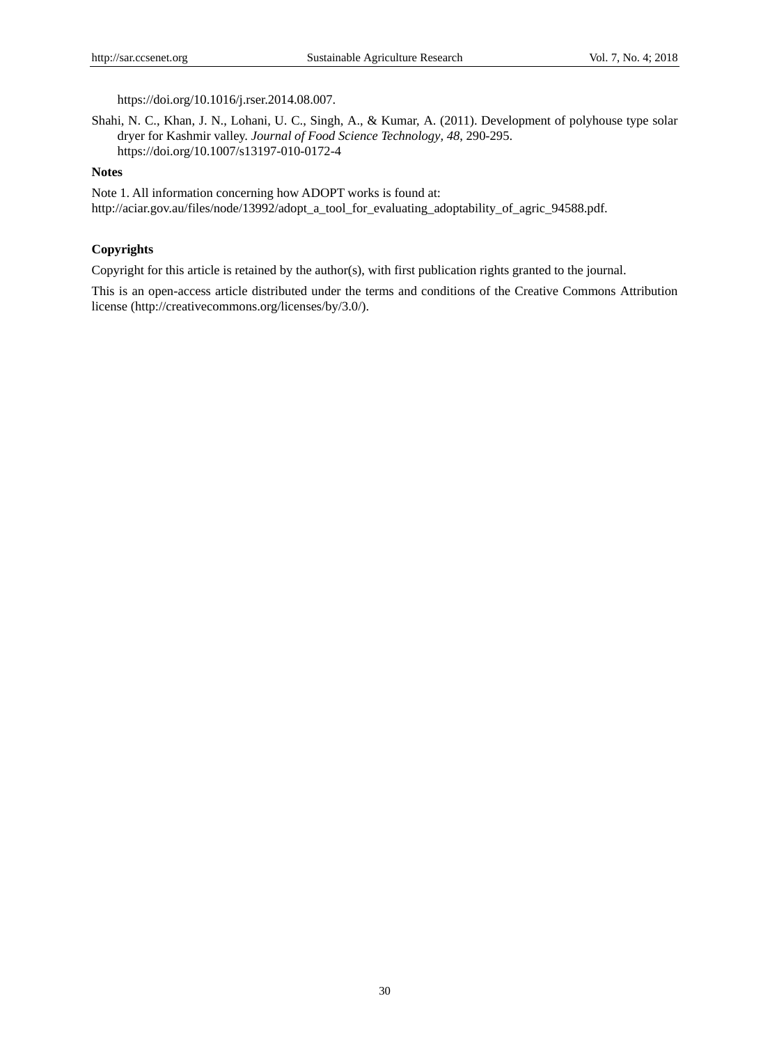https://doi.org/10.1016/j.rser.2014.08.007.

Shahi, N. C., Khan, J. N., Lohani, U. C., Singh, A., & Kumar, A. (2011). Development of polyhouse type solar dryer for Kashmir valley. *Journal of Food Science Technology, 48*, 290-295. https://doi.org/10.1007/s13197-010-0172-4

## Notes

Note 1. All information concerning how ADOPT works is found at: http://aciar.gov.au/files/node/13992/adopt_a_tool_for_evaluating_adoptability_of_agric_94588.pdf.

## Copyrights

Copyright for this article is retained by the author(s), with first publication rights granted to the journal.

This is an open-access article distributed under the terms and conditions of the Creative Commons Attribution license (http://creativecommons.org/licenses/by/3.0/).